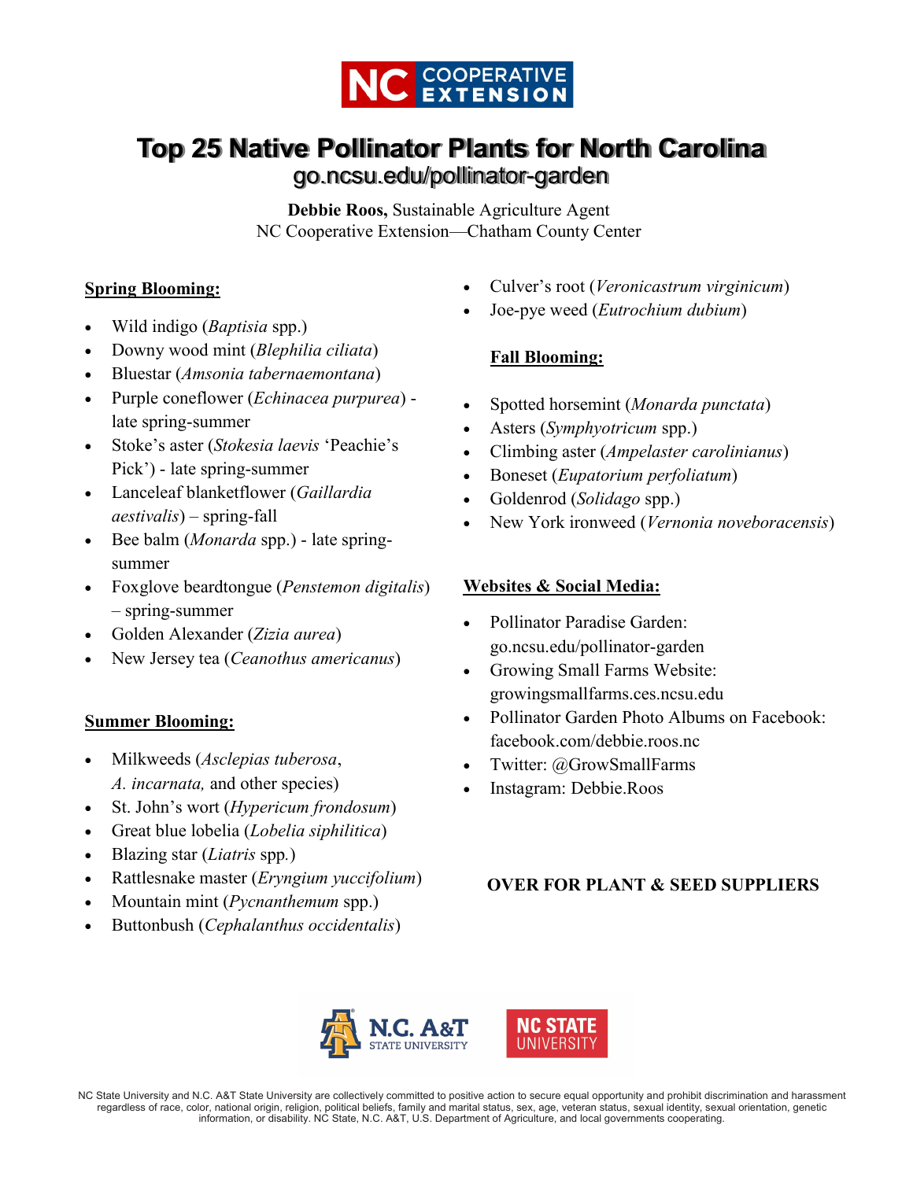# Top 25 Native Pollinator Plants for North Carolina

## go.ncsu.edu/pollinator-garden

**Debbie Roos,** Sustainable Agriculture Agent
NC Cooperative Extension—Chatham County Center

### Spring Blooming:

- Wild indigo (*Baptisia* spp.)
- Downy wood mint (*Blephilia ciliata*)
- Bluestar (*Amsonia tabernaemontana*)
- Purple coneflower (*Echinacea purpurea*) - late spring-summer
- Stoke's aster (*Stokesia laevis* 'Peachie's Pick') - late spring-summer
- Lanceleaf blanketflower (*Gaillardia aestivalis*) – spring-fall
- Bee balm (*Monarda* spp.) - late spring-summer
- Foxglove beardtongue (*Penstemon digitalis*) – spring-summer
- Golden Alexander (*Zizia aurea*)
- New Jersey tea (*Ceanothus americanus*)

### Summer Blooming:

- Milkweeds (*Asclepias tuberosa*, *A. incarnata,* and other species)
- St. John's wort (*Hypericum frondosum*)
- Great blue lobelia (*Lobelia siphilitica*)
- Blazing star (*Liatris* spp.)
- Rattlesnake master (*Eryngium yuccifolium*)
- Mountain mint (*Pycnanthemum* spp.)
- Buttonbush (*Cephalanthus occidentalis*)
- Culver's root (*Veronicastrum virginicum*)
- Joe-pye weed (*Eutrochium dubium*)

### Fall Blooming:

- Spotted horsemint (*Monarda punctata*)
- Asters (*Symphyotricum* spp.)
- Climbing aster (*Ampelaster carolinianus*)
- Boneset (*Eupatorium perfoliatum*)
- Goldenrod (*Solidago* spp.)
- New York ironweed (*Vernonia noveboracensis*)

### Websites & Social Media:

- Pollinator Paradise Garden: go.ncsu.edu/pollinator-garden
- Growing Small Farms Website: growingsmallfarms.ces.ncsu.edu
- Pollinator Garden Photo Albums on Facebook: facebook.com/debbie.roos.nc
- Twitter: @GrowSmallFarms
- Instagram: Debbie.Roos

**OVER FOR PLANT & SEED SUPPLIERS**

NC State University and N.C. A&T State University are collectively committed to positive action to secure equal opportunity and prohibit discrimination and harassment regardless of race, color, national origin, religion, political beliefs, family and marital status, sex, age, veteran status, sexual identity, sexual orientation, genetic information, or disability. NC State, N.C. A&T, U.S. Department of Agriculture, and local governments cooperating.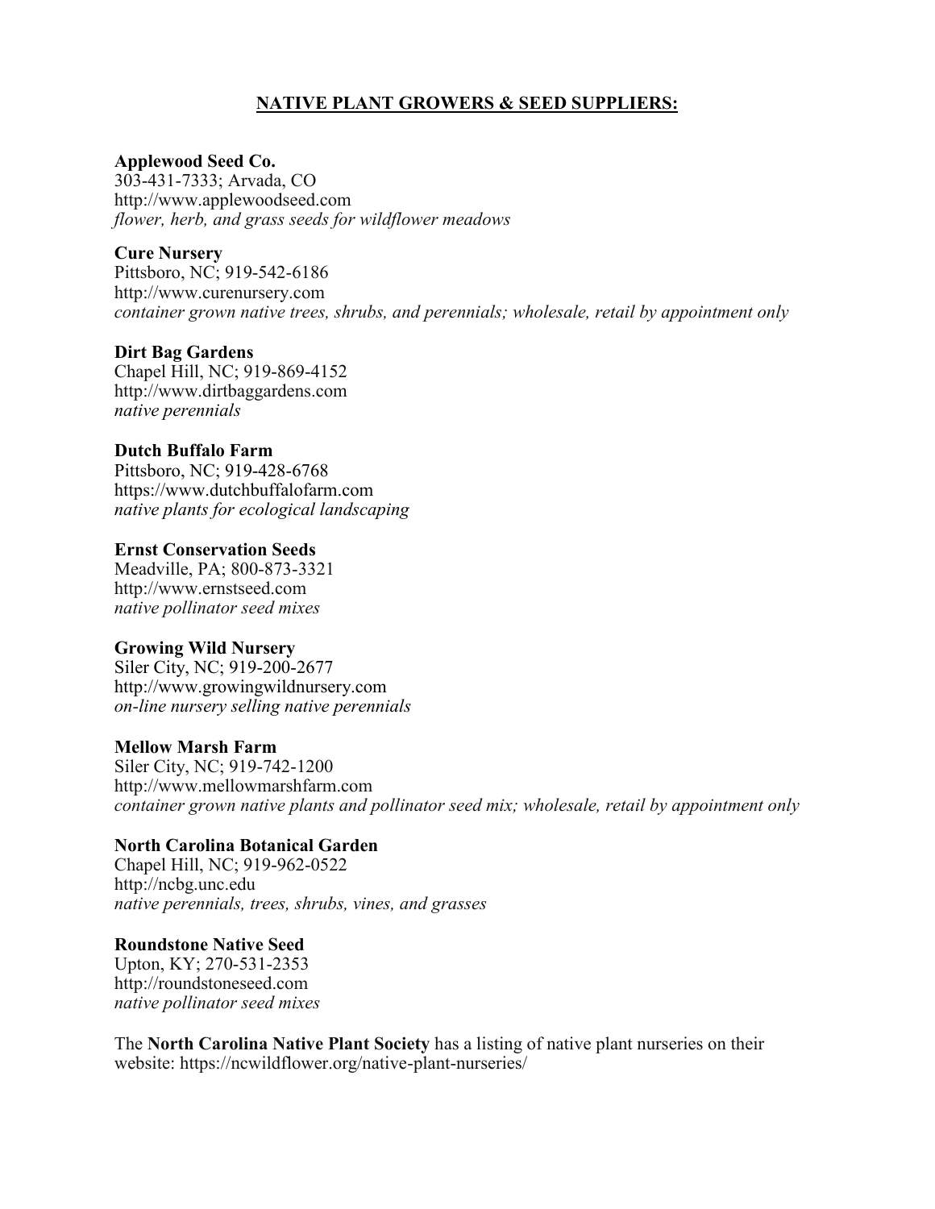## NATIVE PLANT GROWERS & SEED SUPPLIERS:

**Applewood Seed Co.**
303-431-7333; Arvada, CO
http://www.applewoodseed.com
*flower, herb, and grass seeds for wildflower meadows*

**Cure Nursery**
Pittsboro, NC; 919-542-6186
http://www.curenursery.com
*container grown native trees, shrubs, and perennials; wholesale, retail by appointment only*

**Dirt Bag Gardens**
Chapel Hill, NC; 919-869-4152
http://www.dirtbaggardens.com
*native perennials*

**Dutch Buffalo Farm**
Pittsboro, NC; 919-428-6768
https://www.dutchbuffalofarm.com
*native plants for ecological landscaping*

**Ernst Conservation Seeds**
Meadville, PA; 800-873-3321
http://www.ernstseed.com
*native pollinator seed mixes*

**Growing Wild Nursery**
Siler City, NC; 919-200-2677
http://www.growingwildnursery.com
*on-line nursery selling native perennials*

**Mellow Marsh Farm**
Siler City, NC; 919-742-1200
http://www.mellowmarshfarm.com
*container grown native plants and pollinator seed mix; wholesale, retail by appointment only*

**North Carolina Botanical Garden**
Chapel Hill, NC; 919-962-0522
http://ncbg.unc.edu
*native perennials, trees, shrubs, vines, and grasses*

**Roundstone Native Seed**
Upton, KY; 270-531-2353
http://roundstoneseed.com
*native pollinator seed mixes*

The **North Carolina Native Plant Society** has a listing of native plant nurseries on their website: https://ncwildflower.org/native-plant-nurseries/